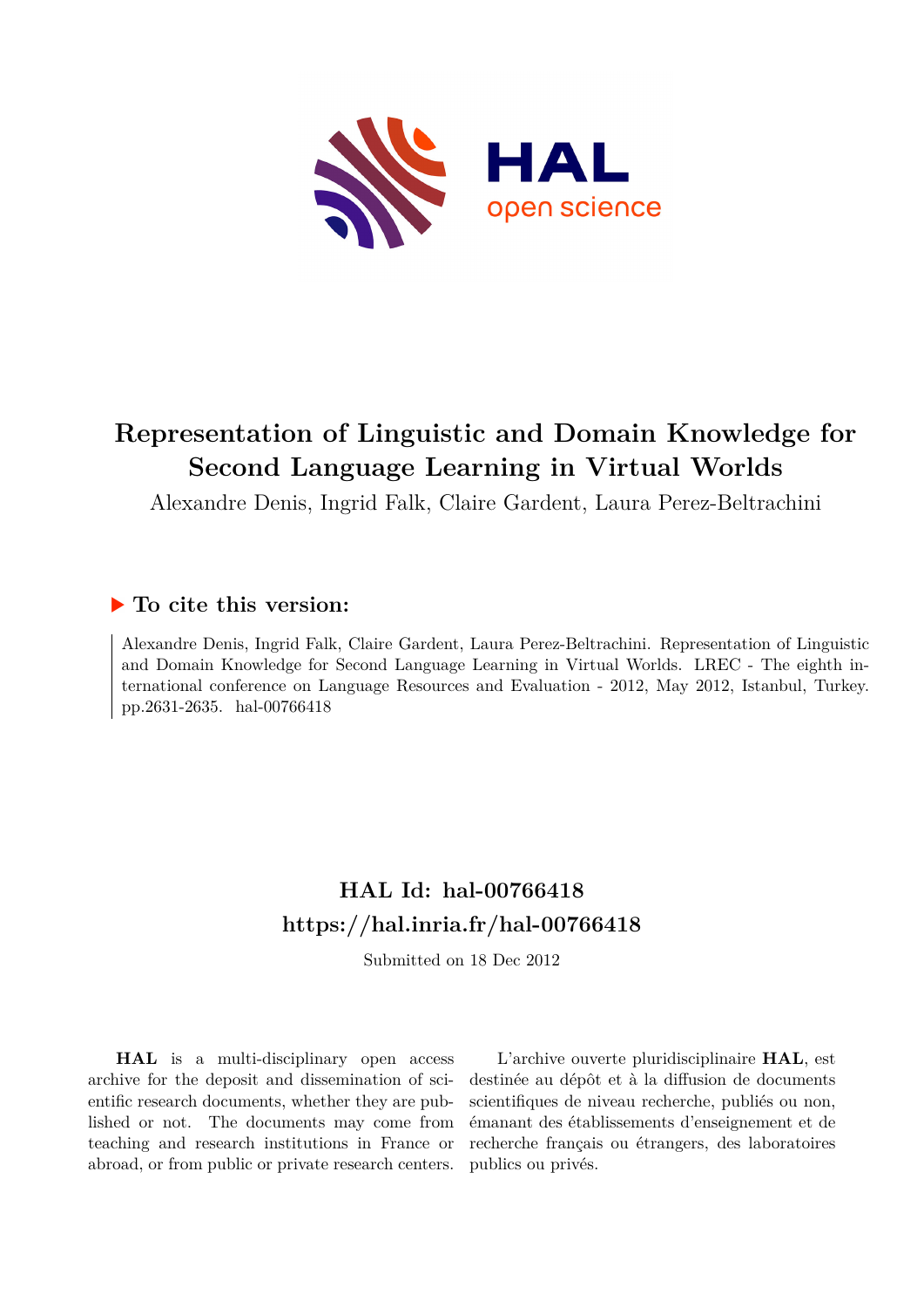# Representation of Linguistic and Domain Knowledge for Second Language Learning in Virtual Worlds

Alexandre Denis, Ingrid Falk, Claire Gardent, Laura Perez-Beltrachini

## ▶ To cite this version:

Alexandre Denis, Ingrid Falk, Claire Gardent, Laura Perez-Beltrachini. Representation of Linguistic and Domain Knowledge for Second Language Learning in Virtual Worlds. LREC - The eighth international conference on Language Resources and Evaluation - 2012, May 2012, Istanbul, Turkey. pp.2631-2635. hal-00766418

## HAL Id: hal-00766418
## https://hal.inria.fr/hal-00766418

Submitted on 18 Dec 2012

**HAL** is a multi-disciplinary open access archive for the deposit and dissemination of scientific research documents, whether they are published or not. The documents may come from teaching and research institutions in France or abroad, or from public or private research centers.

L'archive ouverte pluridisciplinaire **HAL**, est destinée au dépôt et à la diffusion de documents scientifiques de niveau recherche, publiés ou non, émanant des établissements d'enseignement et de recherche français ou étrangers, des laboratoires publics ou privés.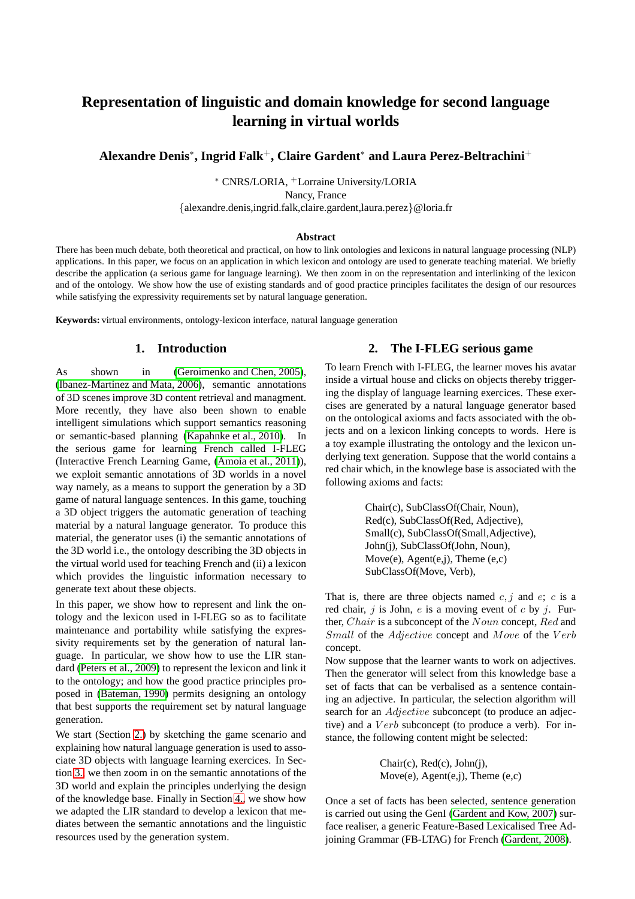# Representation of linguistic and domain knowledge for second language learning in virtual worlds

**Alexandre Denis**[*], **Ingrid Falk**[+], **Claire Gardent**[*] **and Laura Perez-Beltrachini**[+]

[*] CNRS/LORIA, [+]Lorraine University/LORIA
Nancy, France
{alexandre.denis,ingrid.falk,claire.gardent,laura.perez}@loria.fr

## Abstract

There has been much debate, both theoretical and practical, on how to link ontologies and lexicons in natural language processing (NLP) applications. In this paper, we focus on an application in which lexicon and ontology are used to generate teaching material. We briefly describe the application (a serious game for language learning). We then zoom in on the representation and interlinking of the lexicon and of the ontology. We show how the use of existing standards and of good practice principles facilitates the design of our resources while satisfying the expressivity requirements set by natural language generation.

**Keywords:** virtual environments, ontology-lexicon interface, natural language generation

## 1. Introduction

As shown in (Geroimenko and Chen, 2005), (Ibanez-Martinez and Mata, 2006), semantic annotations of 3D scenes improve 3D content retrieval and managment. More recently, they have also been shown to enable intelligent simulations which support semantics reasoning or semantic-based planning (Kapahnke et al., 2010). In the serious game for learning French called I-FLEG (Interactive French Learning Game, (Amoia et al., 2011)), we exploit semantic annotations of 3D worlds in a novel way namely, as a means to support the generation by a 3D game of natural language sentences. In this game, touching a 3D object triggers the automatic generation of teaching material by a natural language generator. To produce this material, the generator uses (i) the semantic annotations of the 3D world i.e., the ontology describing the 3D objects in the virtual world used for teaching French and (ii) a lexicon which provides the linguistic information necessary to generate text about these objects.

In this paper, we show how to represent and link the ontology and the lexicon used in I-FLEG so as to facilitate maintenance and portability while satisfying the expressivity requirements set by the generation of natural language. In particular, we show how to use the LIR standard (Peters et al., 2009) to represent the lexicon and link it to the ontology; and how the good practice principles proposed in (Bateman, 1990) permits designing an ontology that best supports the requirement set by natural language generation.

We start (Section 2.) by sketching the game scenario and explaining how natural language generation is used to associate 3D objects with language learning exercices. In Section 3. we then zoom in on the semantic annotations of the 3D world and explain the principles underlying the design of the knowledge base. Finally in Section 4. we show how we adapted the LIR standard to develop a lexicon that mediates between the semantic annotations and the linguistic resources used by the generation system.

## 2. The I-FLEG serious game

To learn French with I-FLEG, the learner moves his avatar inside a virtual house and clicks on objects thereby triggering the display of language learning exercices. These exercises are generated by a natural language generator based on the ontological axioms and facts associated with the objects and on a lexicon linking concepts to words. Here is a toy example illustrating the ontology and the lexicon underlying text generation. Suppose that the world contains a red chair which, in the knowlege base is associated with the following axioms and facts:

> Chair(c), SubClassOf(Chair, Noun),
> Red(c), SubClassOf(Red, Adjective),
> Small(c), SubClassOf(Small,Adjective),
> John(j), SubClassOf(John, Noun),
> Move(e), Agent(e,j), Theme (e,c)
> SubClassOf(Move, Verb),

That is, there are three objects named $c, j$ and $e$; $c$ is a red chair, $j$ is John, $e$ is a moving event of $c$ by $j$. Further, $Chair$ is a subconcept of the $Noun$ concept, $Red$ and $Small$ of the $Adjective$ concept and $Move$ of the $Verb$ concept.

Now suppose that the learner wants to work on adjectives. Then the generator will select from this knowledge base a set of facts that can be verbalised as a sentence containing an adjective. In particular, the selection algorithm will search for an $Adjective$ subconcept (to produce an adjective) and a $Verb$ subconcept (to produce a verb). For instance, the following content might be selected:

> Chair(c), Red(c), John(j),
> Move(e), Agent(e,j), Theme (e,c)

Once a set of facts has been selected, sentence generation is carried out using the GenI (Gardent and Kow, 2007) surface realiser, a generic Feature-Based Lexicalised Tree Adjoining Grammar (FB-LTAG) for French (Gardent, 2008).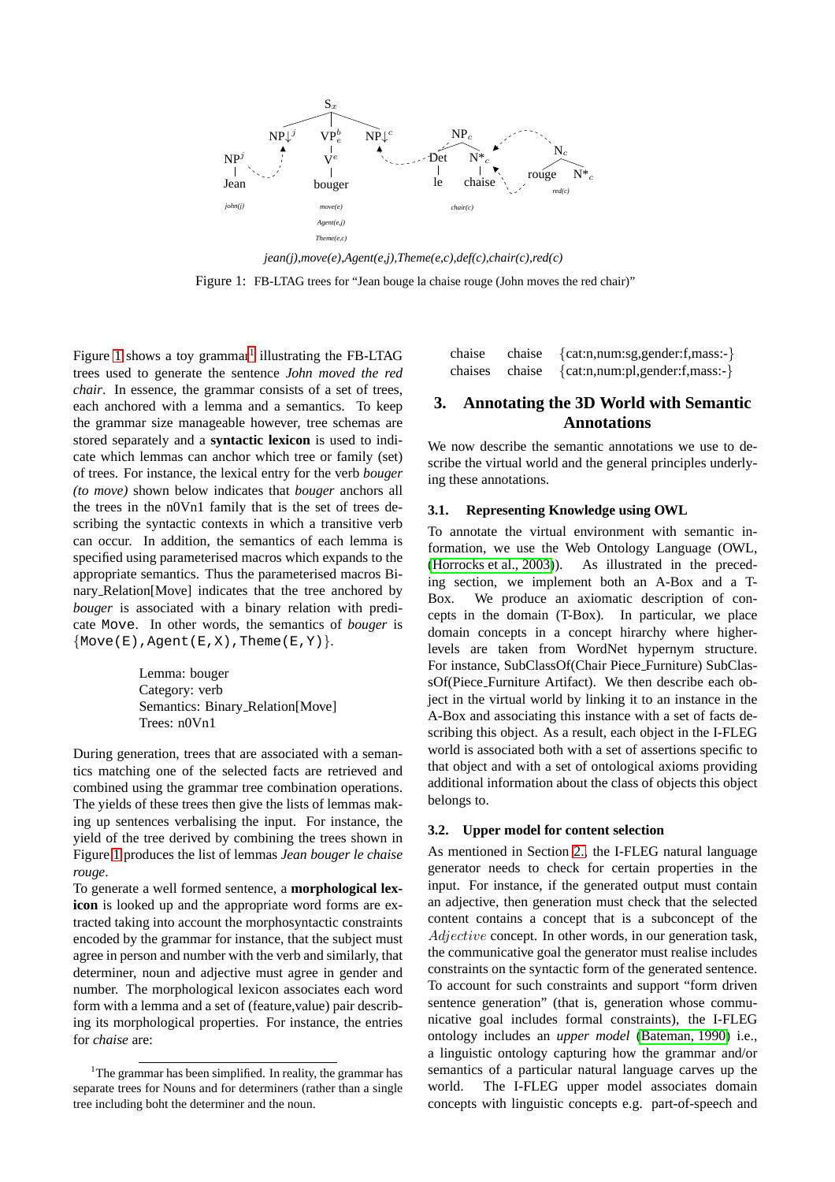jean(j),move(e),Agent(e,j),Theme(e,c),def(c),chair(c),red(c)

Figure 1: FB-LTAG trees for "Jean bouge la chaise rouge (John moves the red chair)"

Figure 1 shows a toy grammar[1] illustrating the FB-LTAG trees used to generate the sentence *John moved the red chair*. In essence, the grammar consists of a set of trees, each anchored with a lemma and a semantics. To keep the grammar size manageable however, tree schemas are stored separately and a **syntactic lexicon** is used to indicate which lemmas can anchor which tree or family (set) of trees. For instance, the lexical entry for the verb *bouger (to move)* shown below indicates that *bouger* anchors all the trees in the n0Vn1 family that is the set of trees describing the syntactic contexts in which a transitive verb can occur. In addition, the semantics of each lemma is specified using parameterised macros which expands to the appropriate semantics. Thus the parameterised macros Binary_Relation[Move] indicates that the tree anchored by *bouger* is associated with a binary relation with predicate `Move`. In other words, the semantics of *bouger* is {`Move(E),Agent(E,X),Theme(E,Y)`}.

Lemma: bouger
Category: verb
Semantics: Binary_Relation[Move]
Trees: n0Vn1

During generation, trees that are associated with a semantics matching one of the selected facts are retrieved and combined using the grammar tree combination operations. The yields of these trees then give the lists of lemmas making up sentences verbalising the input. For instance, the yield of the tree derived by combining the trees shown in Figure 1 produces the list of lemmas *Jean bouger le chaise rouge*.

To generate a well formed sentence, a **morphological lexicon** is looked up and the appropriate word forms are extracted taking into account the morphosyntactic constraints encoded by the grammar for instance, that the subject must agree in person and number with the verb and similarly, that determiner, noun and adjective must agree in gender and number. The morphological lexicon associates each word form with a lemma and a set of (feature,value) pair describing its morphological properties. For instance, the entries for *chaise* are:

| | | |
|---|---|---|
| chaise | chaise | {cat:n,num:sg,gender:f,mass:-} |
| chaises | chaise | {cat:n,num:pl,gender:f,mass:-} |

[1] The grammar has been simplified. In reality, the grammar has separate trees for Nouns and for determiners (rather than a single tree including boht the determiner and the noun.

## 3. Annotating the 3D World with Semantic Annotations

We now describe the semantic annotations we use to describe the virtual world and the general principles underlying these annotations.

### 3.1. Representing Knowledge using OWL

To annotate the virtual environment with semantic information, we use the Web Ontology Language (OWL, (Horrocks et al., 2003)). As illustrated in the preceding section, we implement both an A-Box and a T-Box. We produce an axiomatic description of concepts in the domain (T-Box). In particular, we place domain concepts in a concept hirarchy where higher-levels are taken from WordNet hypernym structure. For instance, SubClassOf(Chair Piece_Furniture) SubClassOf(Piece_Furniture Artifact). We then describe each object in the virtual world by linking it to an instance in the A-Box and associating this instance with a set of facts describing this object. As a result, each object in the I-FLEG world is associated both with a set of assertions specific to that object and with a set of ontological axioms providing additional information about the class of objects this object belongs to.

### 3.2. Upper model for content selection

As mentioned in Section 2., the I-FLEG natural language generator needs to check for certain properties in the input. For instance, if the generated output must contain an adjective, then generation must check that the selected content contains a concept that is a subconcept of the $Adjective$ concept. In other words, in our generation task, the communicative goal the generator must realise includes constraints on the syntactic form of the generated sentence. To account for such constraints and support "form driven sentence generation" (that is, generation whose communicative goal includes formal constraints), the I-FLEG ontology includes an *upper model* (Bateman, 1990) i.e., a linguistic ontology capturing how the grammar and/or semantics of a particular natural language carves up the world. The I-FLEG upper model associates domain concepts with linguistic concepts e.g. part-of-speech and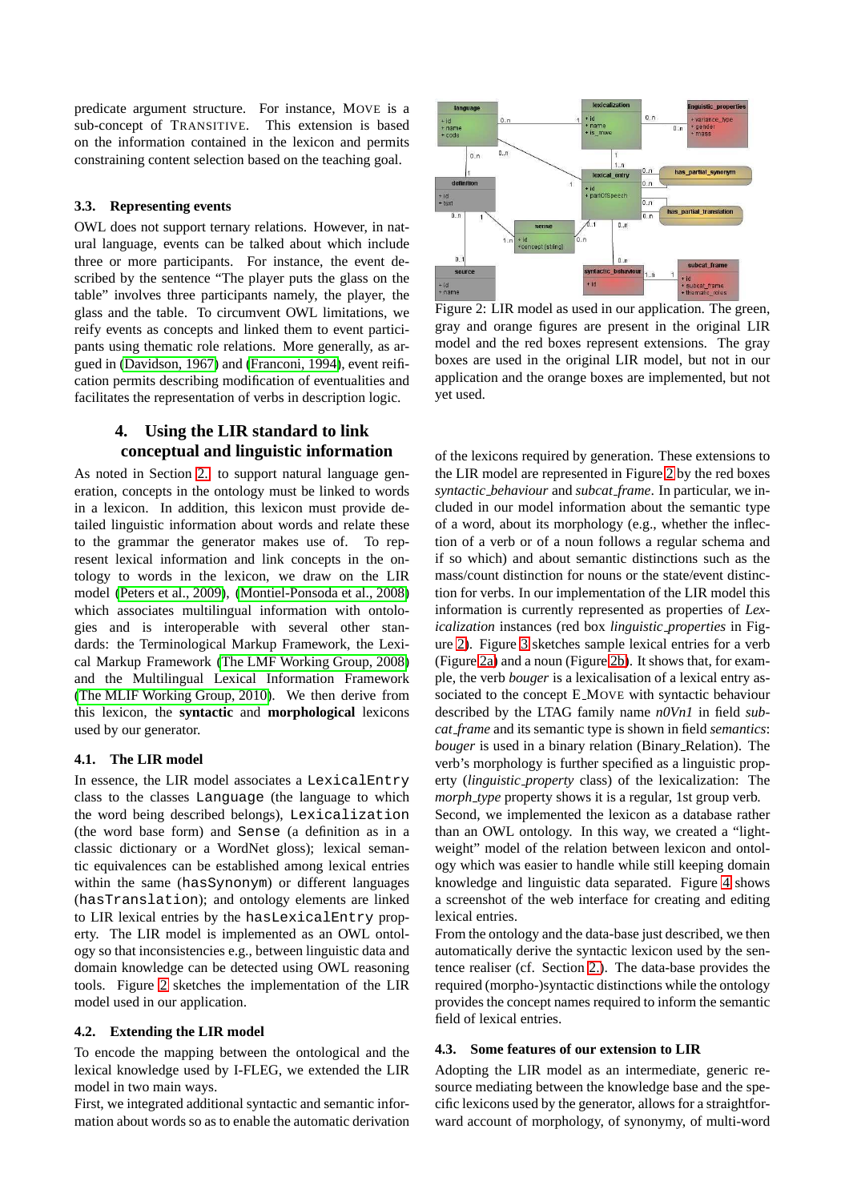predicate argument structure. For instance, MOVE is a sub-concept of TRANSITIVE. This extension is based on the information contained in the lexicon and permits constraining content selection based on the teaching goal.

### 3.3. Representing events

OWL does not support ternary relations. However, in natural language, events can be talked about which include three or more participants. For instance, the event described by the sentence "The player puts the glass on the table" involves three participants namely, the player, the glass and the table. To circumvent OWL limitations, we reify events as concepts and linked them to event participants using thematic role relations. More generally, as argued in (Davidson, 1967) and (Franconi, 1994), event reification permits describing modification of eventualities and facilitates the representation of verbs in description logic.

## 4. Using the LIR standard to link conceptual and linguistic information

As noted in Section 2. to support natural language generation, concepts in the ontology must be linked to words in a lexicon. In addition, this lexicon must provide detailed linguistic information about words and relate these to the grammar the generator makes use of. To represent lexical information and link concepts in the ontology to words in the lexicon, we draw on the LIR model (Peters et al., 2009), (Montiel-Ponsoda et al., 2008) which associates multilingual information with ontologies and is interoperable with several other standards: the Terminological Markup Framework, the Lexical Markup Framework (The LMF Working Group, 2008) and the Multilingual Lexical Information Framework (The MLIF Working Group, 2010). We then derive from this lexicon, the **syntactic** and **morphological** lexicons used by our generator.

### 4.1. The LIR model

In essence, the LIR model associates a `LexicalEntry` class to the classes `Language` (the language to which the word being described belongs), `Lexicalization` (the word base form) and `Sense` (a definition as in a classic dictionary or a WordNet gloss); lexical semantic equivalences can be established among lexical entries within the same (`hasSynonym`) or different languages (`hasTranslation`); and ontology elements are linked to LIR lexical entries by the `hasLexicalEntry` property. The LIR model is implemented as an OWL ontology so that inconsistencies e.g., between linguistic data and domain knowledge can be detected using OWL reasoning tools. Figure 2 sketches the implementation of the LIR model used in our application.

### 4.2. Extending the LIR model

To encode the mapping between the ontological and the lexical knowledge used by I-FLEG, we extended the LIR model in two main ways.

First, we integrated additional syntactic and semantic information about words so as to enable the automatic derivation of the lexicons required by generation. These extensions to the LIR model are represented in Figure 2 by the red boxes *syntactic_behaviour* and *subcat_frame*. In particular, we included in our model information about the semantic type of a word, about its morphology (e.g., whether the inflection of a verb or of a noun follows a regular schema and if so which) and about semantic distinctions such as the mass/count distinction for nouns or the state/event distinction for verbs. In our implementation of the LIR model this information is currently represented as properties of *Lexicalization* instances (red box *linguistic_properties* in Figure 2). Figure 3 sketches sample lexical entries for a verb (Figure 2a) and a noun (Figure 2b). It shows that, for example, the verb *bouger* is a lexicalisation of a lexical entry associated to the concept E_MOVE with syntactic behaviour described by the LTAG family name *n0Vn1* in field *subcat_frame* and its semantic type is shown in field *semantics*: *bouger* is used in a binary relation (Binary_Relation). The verb's morphology is further specified as a linguistic property (*linguistic_property* class) of the lexicalization: The *morph_type* property shows it is a regular, 1st group verb.

Second, we implemented the lexicon as a database rather than an OWL ontology. In this way, we created a "lightweight" model of the relation between lexicon and ontology which was easier to handle while still keeping domain knowledge and linguistic data separated. Figure 4 shows a screenshot of the web interface for creating and editing lexical entries.

From the ontology and the data-base just described, we then automatically derive the syntactic lexicon used by the sentence realiser (cf. Section 2.). The data-base provides the required (morpho-)syntactic distinctions while the ontology provides the concept names required to inform the semantic field of lexical entries.

### 4.3. Some features of our extension to LIR

Adopting the LIR model as an intermediate, generic resource mediating between the knowledge base and the specific lexicons used by the generator, allows for a straightforward account of morphology, of synonymy, of multi-word

Figure 2: LIR model as used in our application. The green, gray and orange figures are present in the original LIR model and the red boxes represent extensions. The gray boxes are used in the original LIR model, but not in our application and the orange boxes are implemented, but not yet used.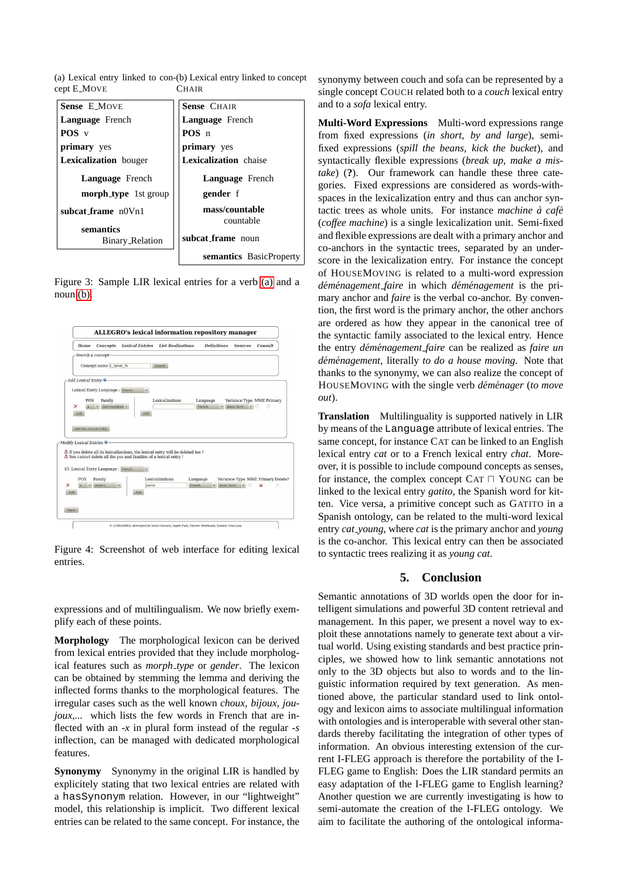(a) Lexical entry linked to concept E_MOVE

| **Sense** E_MOVE |
|---|
| **Language** French |
| **POS** v |
| **primary** yes |
| **Lexicalization** bouger |
| **Language** French |
| **morph_type** 1st group |
| **subcat_frame** n0Vn1 |
| **semantics** Binary_Relation |

(b) Lexical entry linked to concept CHAIR

| **Sense** CHAIR |
|---|
| **Language** French |
| **POS** n |
| **primary** yes |
| **Lexicalization** chaise |
| **Language** French |
| **gender** f |
| **mass/countable** countable |
| **subcat_frame** noun |
| **semantics** BasicProperty |

Figure 3: Sample LIR lexical entries for a verb (a) and a noun (b).

Figure 4: Screenshot of web interface for editing lexical entries.

expressions and of multilingualism. We now briefly exemplify each of these points.

**Morphology** The morphological lexicon can be derived from lexical entries provided that they include morphological features such as *morph_type* or *gender*. The lexicon can be obtained by stemming the lemma and deriving the inflected forms thanks to the morphological features. The irregular cases such as the well known *choux, bijoux, joujoux,...* which lists the few words in French that are inflected with an *-x* in plural form instead of the regular *-s* inflection, can be managed with dedicated morphological features.

**Synonymy** Synonymy in the original LIR is handled by explicitely stating that two lexical entries are related with a hasSynonym relation. However, in our "lightweight" model, this relationship is implicit. Two different lexical entries can be related to the same concept. For instance, the synonymy between couch and sofa can be represented by a single concept COUCH related both to a *couch* lexical entry and to a *sofa* lexical entry.

**Multi-Word Expressions** Multi-word expressions range from fixed expressions (*in short*, *by and large*), semi-fixed expressions (*spill the beans*, *kick the bucket*), and syntactically flexible expressions (*break up*, *make a mistake*) (**?**). Our framework can handle these three categories. Fixed expressions are considered as words-with-spaces in the lexicalization entry and thus can anchor syntactic trees as whole units. For instance *machine à café* (*coffee machine*) is a single lexicalization unit. Semi-fixed and flexible expressions are dealt with a primary anchor and co-anchors in the syntactic trees, separated by an underscore in the lexicalization entry. For instance the concept of HOUSEMOVING is related to a multi-word expression *déménagement_faire* in which *déménagement* is the primary anchor and *faire* is the verbal co-anchor. By convention, the first word is the primary anchor, the other anchors are ordered as how they appear in the canonical tree of the syntactic family associated to the lexical entry. Hence the entry *déménagement_faire* can be realized as *faire un déménagement*, literally *to do a house moving*. Note that thanks to the synonymy, we can also realize the concept of HOUSEMOVING with the single verb *déménager* (*to move out*).

**Translation** Multilinguality is supported natively in LIR by means of the Language attribute of lexical entries. The same concept, for instance CAT can be linked to an English lexical entry *cat* or to a French lexical entry *chat*. Moreover, it is possible to include compound concepts as senses, for instance, the complex concept CAT $\sqcap$ YOUNG can be linked to the lexical entry *gatito*, the Spanish word for kitten. Vice versa, a primitive concept such as GATITO in a Spanish ontology, can be related to the multi-word lexical entry *cat_young*, where *cat* is the primary anchor and *young* is the co-anchor. This lexical entry can then be associated to syntactic trees realizing it as *young cat*.

## 5. Conclusion

Semantic annotations of 3D worlds open the door for intelligent simulations and powerful 3D content retrieval and management. In this paper, we present a novel way to exploit these annotations namely to generate text about a virtual world. Using existing standards and best practice principles, we showed how to link semantic annotations not only to the 3D objects but also to words and to the linguistic information required by text generation. As mentioned above, the particular standard used to link ontology and lexicon aims to associate multilingual information with ontologies and is interoperable with several other standards thereby facilitating the integration of other types of information. An obvious interesting extension of the current I-FLEG approach is therefore the portability of the I-FLEG game to English: Does the LIR standard permits an easy adaptation of the I-FLEG game to English learning? Another question we are currently investigating is how to semi-automate the creation of the I-FLEG ontology. We aim to facilitate the authoring of the ontological informa-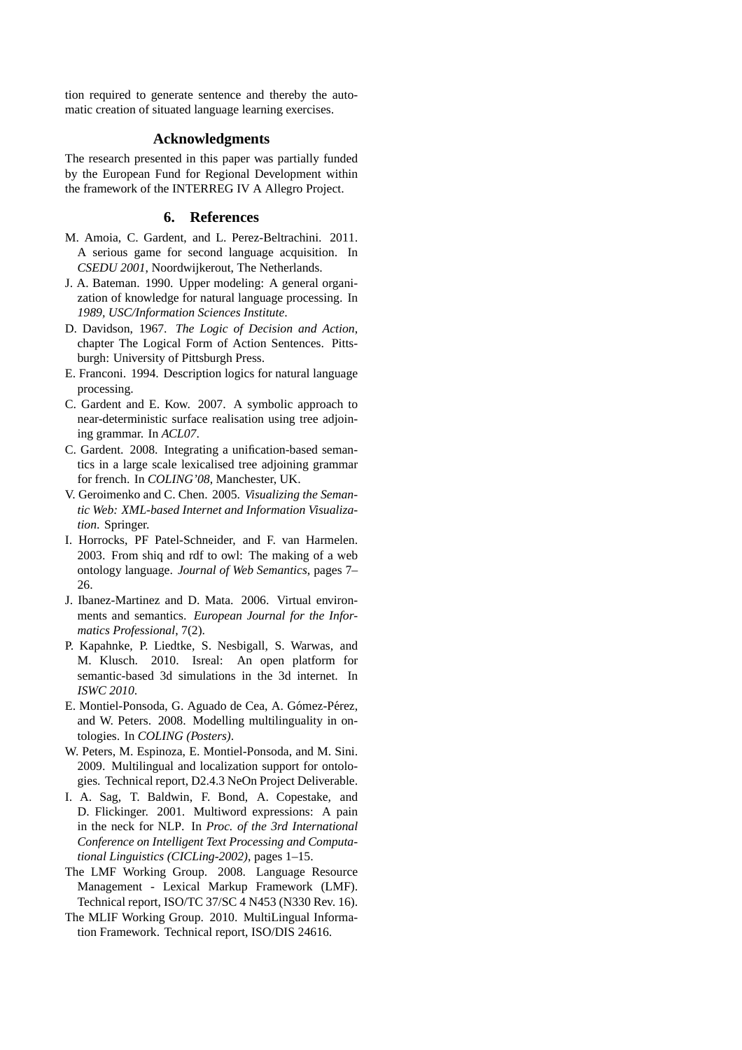tion required to generate sentence and thereby the automatic creation of situated language learning exercises.

## Acknowledgments

The research presented in this paper was partially funded by the European Fund for Regional Development within the framework of the INTERREG IV A Allegro Project.

## 6. References

M. Amoia, C. Gardent, and L. Perez-Beltrachini. 2011. A serious game for second language acquisition. In *CSEDU 2001*, Noordwijkerout, The Netherlands.

J. A. Bateman. 1990. Upper modeling: A general organization of knowledge for natural language processing. In *1989, USC/Information Sciences Institute*.

D. Davidson, 1967. *The Logic of Decision and Action*, chapter The Logical Form of Action Sentences. Pittsburgh: University of Pittsburgh Press.

E. Franconi. 1994. Description logics for natural language processing.

C. Gardent and E. Kow. 2007. A symbolic approach to near-deterministic surface realisation using tree adjoining grammar. In *ACL07*.

C. Gardent. 2008. Integrating a unification-based semantics in a large scale lexicalised tree adjoining grammar for french. In *COLING'08*, Manchester, UK.

V. Geroimenko and C. Chen. 2005. *Visualizing the Semantic Web: XML-based Internet and Information Visualization*. Springer.

I. Horrocks, PF Patel-Schneider, and F. van Harmelen. 2003. From shiq and rdf to owl: The making of a web ontology language. *Journal of Web Semantics*, pages 7–26.

J. Ibanez-Martinez and D. Mata. 2006. Virtual environments and semantics. *European Journal for the Informatics Professional*, 7(2).

P. Kapahnke, P. Liedtke, S. Nesbigall, S. Warwas, and M. Klusch. 2010. Isreal: An open platform for semantic-based 3d simulations in the 3d internet. In *ISWC 2010*.

E. Montiel-Ponsoda, G. Aguado de Cea, A. Gómez-Pérez, and W. Peters. 2008. Modelling multilinguality in ontologies. In *COLING (Posters)*.

W. Peters, M. Espinoza, E. Montiel-Ponsoda, and M. Sini. 2009. Multilingual and localization support for ontologies. Technical report, D2.4.3 NeOn Project Deliverable.

I. A. Sag, T. Baldwin, F. Bond, A. Copestake, and D. Flickinger. 2001. Multiword expressions: A pain in the neck for NLP. In *Proc. of the 3rd International Conference on Intelligent Text Processing and Computational Linguistics (CICLing-2002)*, pages 1–15.

The LMF Working Group. 2008. Language Resource Management - Lexical Markup Framework (LMF). Technical report, ISO/TC 37/SC 4 N453 (N330 Rev. 16).

The MLIF Working Group. 2010. MultiLingual Information Framework. Technical report, ISO/DIS 24616.